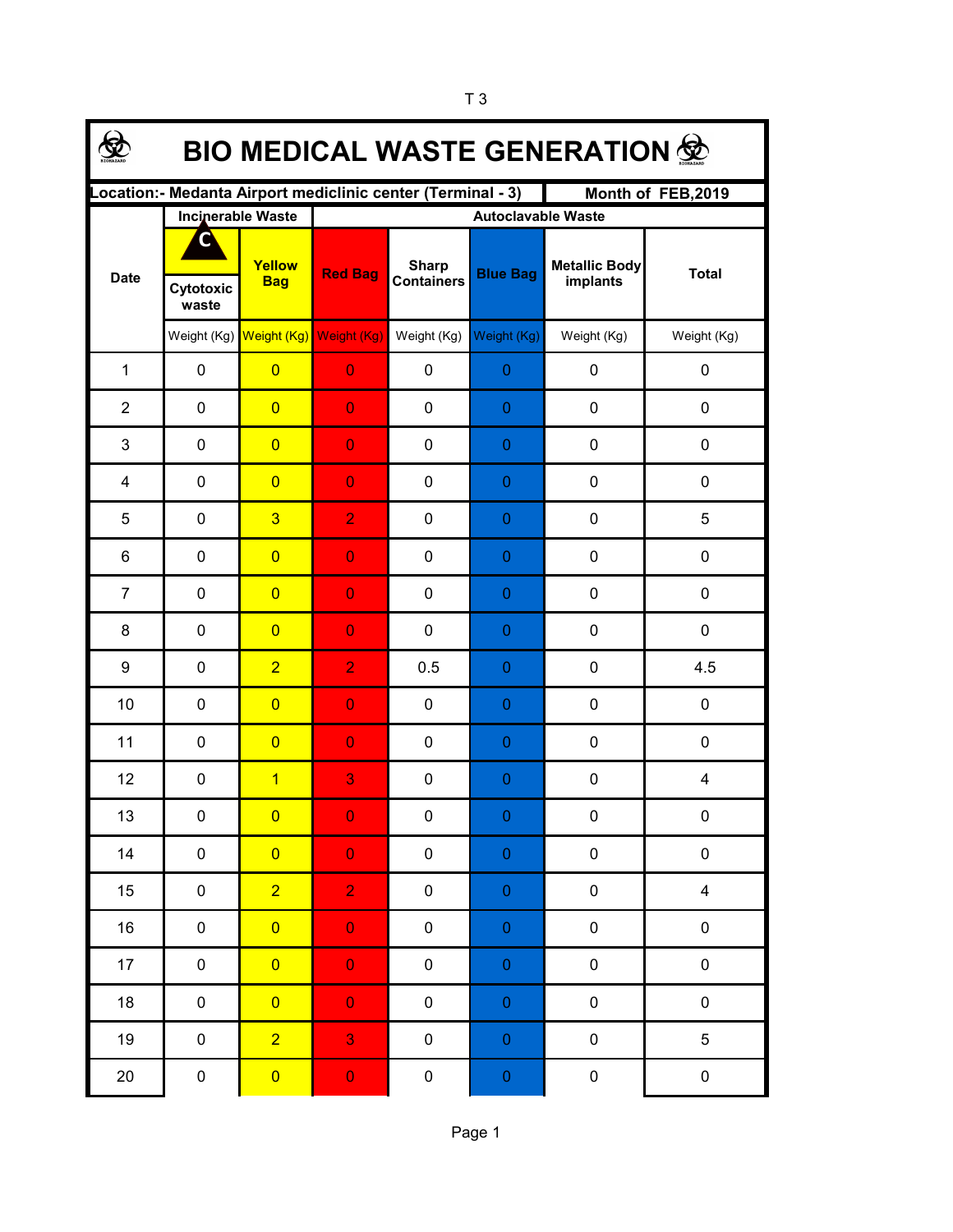# BIO MEDICAL WASTE GENERATION

| Location:- Medanta Airport mediclinic center (Terminal - 3) | | | | | | | Month of FEB,2019 |
|---|---|---|---|---|---|---|---|
| Date | Incinerable Waste | | Autoclavable Waste | | | | |
| | Cytotoxic waste | Yellow Bag | Red Bag | Sharp Containers | Blue Bag | Metallic Body implants | Total |
| | Weight (Kg) | Weight (Kg) | Weight (Kg) | Weight (Kg) | Weight (Kg) | Weight (Kg) | Weight (Kg) |
| 1 | 0 | 0 | 0 | 0 | 0 | 0 | 0 |
| 2 | 0 | 0 | 0 | 0 | 0 | 0 | 0 |
| 3 | 0 | 0 | 0 | 0 | 0 | 0 | 0 |
| 4 | 0 | 0 | 0 | 0 | 0 | 0 | 0 |
| 5 | 0 | 3 | 2 | 0 | 0 | 0 | 5 |
| 6 | 0 | 0 | 0 | 0 | 0 | 0 | 0 |
| 7 | 0 | 0 | 0 | 0 | 0 | 0 | 0 |
| 8 | 0 | 0 | 0 | 0 | 0 | 0 | 0 |
| 9 | 0 | 2 | 2 | 0.5 | 0 | 0 | 4.5 |
| 10 | 0 | 0 | 0 | 0 | 0 | 0 | 0 |
| 11 | 0 | 0 | 0 | 0 | 0 | 0 | 0 |
| 12 | 0 | 1 | 3 | 0 | 0 | 0 | 4 |
| 13 | 0 | 0 | 0 | 0 | 0 | 0 | 0 |
| 14 | 0 | 0 | 0 | 0 | 0 | 0 | 0 |
| 15 | 0 | 2 | 2 | 0 | 0 | 0 | 4 |
| 16 | 0 | 0 | 0 | 0 | 0 | 0 | 0 |
| 17 | 0 | 0 | 0 | 0 | 0 | 0 | 0 |
| 18 | 0 | 0 | 0 | 0 | 0 | 0 | 0 |
| 19 | 0 | 2 | 3 | 0 | 0 | 0 | 5 |
| 20 | 0 | 0 | 0 | 0 | 0 | 0 | 0 |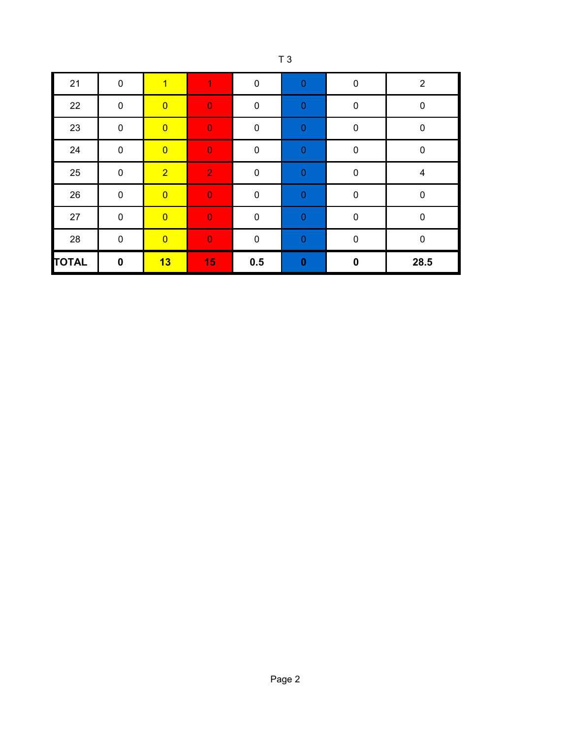T 3

| | | | | | | | |
|---|---|---|---|---|---|---|---|
| 21 | 0 | 1 | 1 | 0 | 0 | 0 | 2 |
| 22 | 0 | 0 | 0 | 0 | 0 | 0 | 0 |
| 23 | 0 | 0 | 0 | 0 | 0 | 0 | 0 |
| 24 | 0 | 0 | 0 | 0 | 0 | 0 | 0 |
| 25 | 0 | 2 | 2 | 0 | 0 | 0 | 4 |
| 26 | 0 | 0 | 0 | 0 | 0 | 0 | 0 |
| 27 | 0 | 0 | 0 | 0 | 0 | 0 | 0 |
| 28 | 0 | 0 | 0 | 0 | 0 | 0 | 0 |
| **TOTAL** | **0** | **13** | **15** | **0.5** | **0** | **0** | **28.5** |